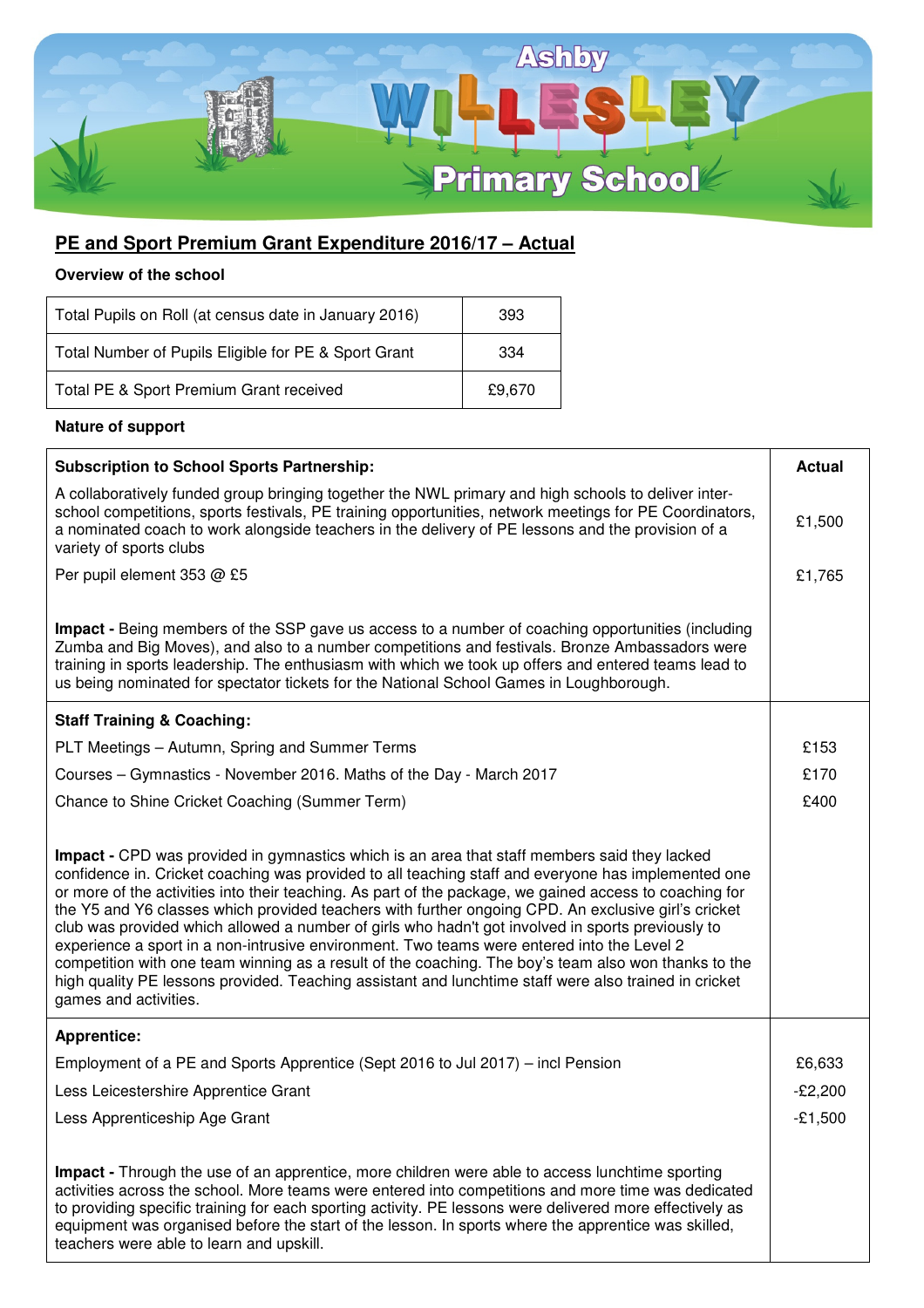Ashby Willesley Primary School

## PE and Sport Premium Grant Expenditure 2016/17 – Actual

**Overview of the school**

| | |
|---|---|
| Total Pupils on Roll (at census date in January 2016) | 393 |
| Total Number of Pupils Eligible for PE & Sport Grant | 334 |
| Total PE & Sport Premium Grant received | £9,670 |

**Nature of support**

| **Subscription to School Sports Partnership:** | **Actual** |
|---|---|
| A collaboratively funded group bringing together the NWL primary and high schools to deliver inter-school competitions, sports festivals, PE training opportunities, network meetings for PE Coordinators, a nominated coach to work alongside teachers in the delivery of PE lessons and the provision of a variety of sports clubs | £1,500 |
| Per pupil element 353 @ £5 | £1,765 |
| **Impact -** Being members of the SSP gave us access to a number of coaching opportunities (including Zumba and Big Moves), and also to a number competitions and festivals. Bronze Ambassadors were training in sports leadership. The enthusiasm with which we took up offers and entered teams lead to us being nominated for spectator tickets for the National School Games in Loughborough. | |
| **Staff Training & Coaching:** | |
| PLT Meetings – Autumn, Spring and Summer Terms | £153 |
| Courses – Gymnastics - November 2016. Maths of the Day - March 2017 | £170 |
| Chance to Shine Cricket Coaching (Summer Term) | £400 |
| **Impact -** CPD was provided in gymnastics which is an area that staff members said they lacked confidence in. Cricket coaching was provided to all teaching staff and everyone has implemented one or more of the activities into their teaching. As part of the package, we gained access to coaching for the Y5 and Y6 classes which provided teachers with further ongoing CPD. An exclusive girl's cricket club was provided which allowed a number of girls who hadn't got involved in sports previously to experience a sport in a non-intrusive environment. Two teams were entered into the Level 2 competition with one team winning as a result of the coaching. The boy's team also won thanks to the high quality PE lessons provided. Teaching assistant and lunchtime staff were also trained in cricket games and activities. | |
| **Apprentice:** | |
| Employment of a PE and Sports Apprentice (Sept 2016 to Jul 2017) – incl Pension | £6,633 |
| Less Leicestershire Apprentice Grant | -£2,200 |
| Less Apprenticeship Age Grant | -£1,500 |
| **Impact -** Through the use of an apprentice, more children were able to access lunchtime sporting activities across the school. More teams were entered into competitions and more time was dedicated to providing specific training for each sporting activity. PE lessons were delivered more effectively as equipment was organised before the start of the lesson. In sports where the apprentice was skilled, teachers were able to learn and upskill. | |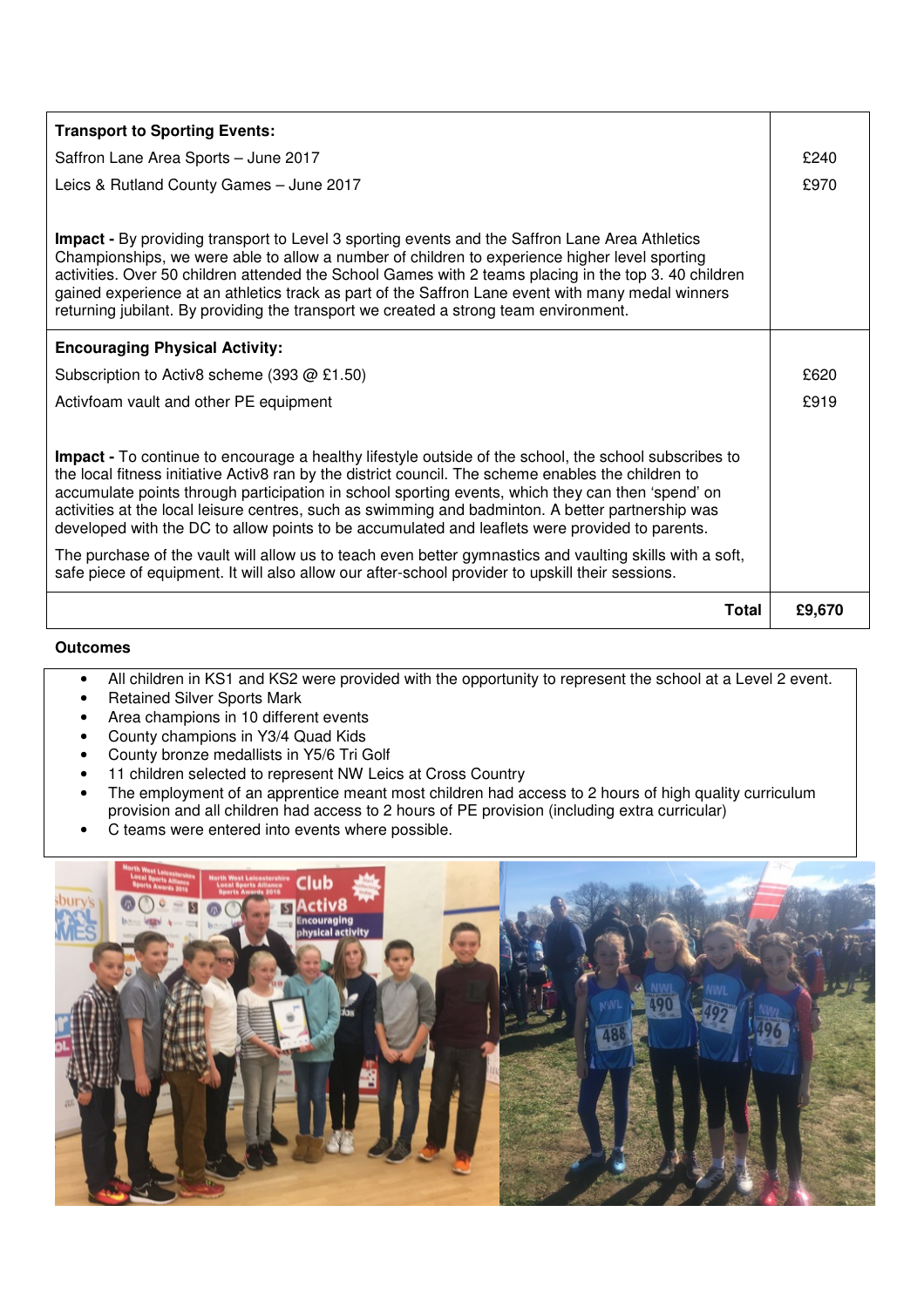| | |
|---|---|
| **Transport to Sporting Events:** | |
| Saffron Lane Area Sports – June 2017 | £240 |
| Leics & Rutland County Games – June 2017 | £970 |
| **Impact -** By providing transport to Level 3 sporting events and the Saffron Lane Area Athletics Championships, we were able to allow a number of children to experience higher level sporting activities. Over 50 children attended the School Games with 2 teams placing in the top 3. 40 children gained experience at an athletics track as part of the Saffron Lane event with many medal winners returning jubilant. By providing the transport we created a strong team environment. | |
| **Encouraging Physical Activity:** | |
| Subscription to Activ8 scheme (393 @ £1.50) | £620 |
| Activfoam vault and other PE equipment | £919 |
| **Impact -** To continue to encourage a healthy lifestyle outside of the school, the school subscribes to the local fitness initiative Activ8 ran by the district council. The scheme enables the children to accumulate points through participation in school sporting events, which they can then 'spend' on activities at the local leisure centres, such as swimming and badminton. A better partnership was developed with the DC to allow points to be accumulated and leaflets were provided to parents. The purchase of the vault will allow us to teach even better gymnastics and vaulting skills with a soft, safe piece of equipment. It will also allow our after-school provider to upskill their sessions. | |
| **Total** | **£9,670** |

**Outcomes**

- All children in KS1 and KS2 were provided with the opportunity to represent the school at a Level 2 event.
- Retained Silver Sports Mark
- Area champions in 10 different events
- County champions in Y3/4 Quad Kids
- County bronze medallists in Y5/6 Tri Golf
- 11 children selected to represent NW Leics at Cross Country
- The employment of an apprentice meant most children had access to 2 hours of high quality curriculum provision and all children had access to 2 hours of PE provision (including extra curricular)
- C teams were entered into events where possible.